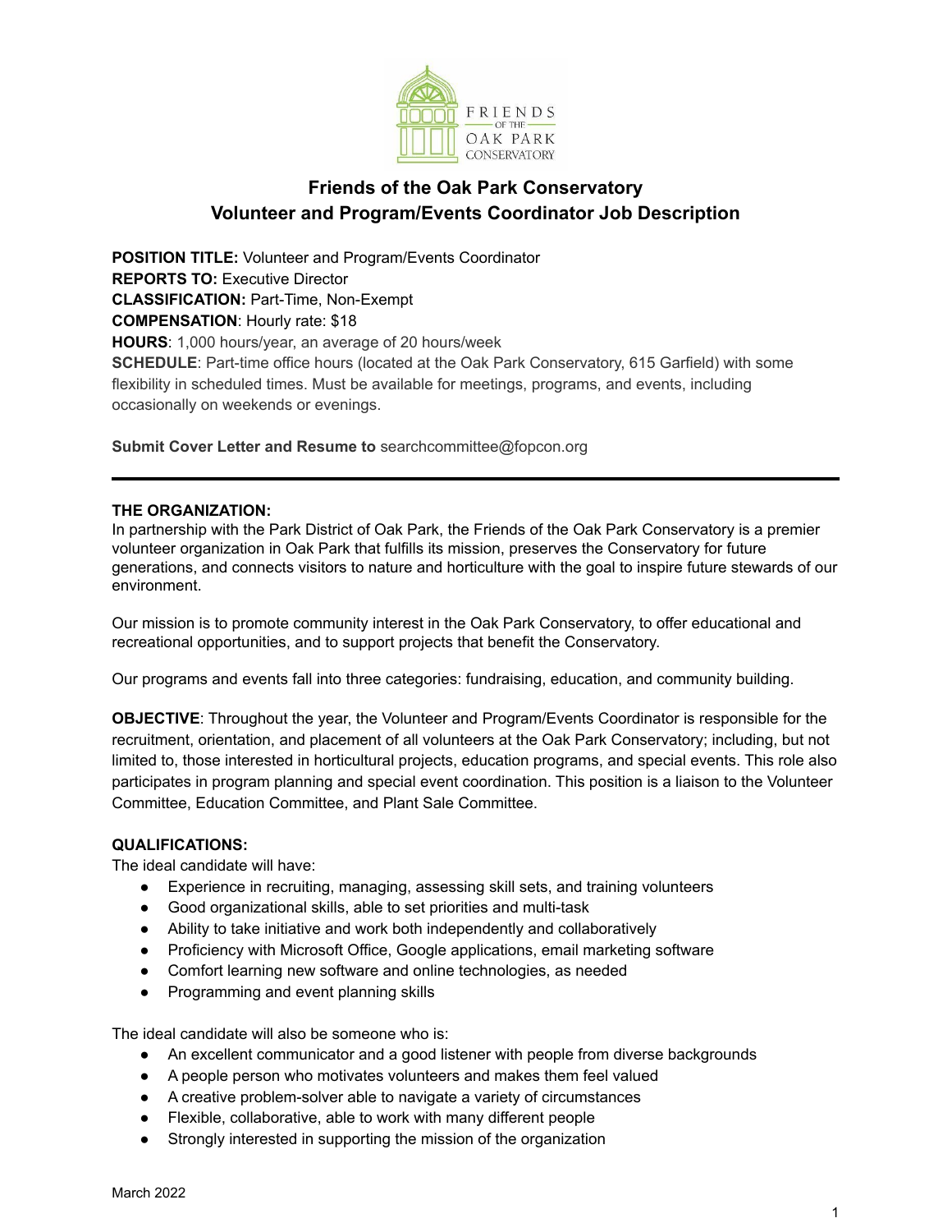# Friends of the Oak Park Conservatory
## Volunteer and Program/Events Coordinator Job Description

**POSITION TITLE:** Volunteer and Program/Events Coordinator
**REPORTS TO:** Executive Director
**CLASSIFICATION:** Part-Time, Non-Exempt
**COMPENSATION**: Hourly rate: $18
**HOURS**: 1,000 hours/year, an average of 20 hours/week
**SCHEDULE**: Part-time office hours (located at the Oak Park Conservatory, 615 Garfield) with some flexibility in scheduled times. Must be available for meetings, programs, and events, including occasionally on weekends or evenings.

**Submit Cover Letter and Resume to** searchcommittee@fopcon.org

---

**THE ORGANIZATION:**
In partnership with the Park District of Oak Park, the Friends of the Oak Park Conservatory is a premier volunteer organization in Oak Park that fulfills its mission, preserves the Conservatory for future generations, and connects visitors to nature and horticulture with the goal to inspire future stewards of our environment.

Our mission is to promote community interest in the Oak Park Conservatory, to offer educational and recreational opportunities, and to support projects that benefit the Conservatory.

Our programs and events fall into three categories: fundraising, education, and community building.

**OBJECTIVE**: Throughout the year, the Volunteer and Program/Events Coordinator is responsible for the recruitment, orientation, and placement of all volunteers at the Oak Park Conservatory; including, but not limited to, those interested in horticultural projects, education programs, and special events. This role also participates in program planning and special event coordination. This position is a liaison to the Volunteer Committee, Education Committee, and Plant Sale Committee.

**QUALIFICATIONS:**
The ideal candidate will have:

- Experience in recruiting, managing, assessing skill sets, and training volunteers
- Good organizational skills, able to set priorities and multi-task
- Ability to take initiative and work both independently and collaboratively
- Proficiency with Microsoft Office, Google applications, email marketing software
- Comfort learning new software and online technologies, as needed
- Programming and event planning skills

The ideal candidate will also be someone who is:

- An excellent communicator and a good listener with people from diverse backgrounds
- A people person who motivates volunteers and makes them feel valued
- A creative problem-solver able to navigate a variety of circumstances
- Flexible, collaborative, able to work with many different people
- Strongly interested in supporting the mission of the organization

March 2022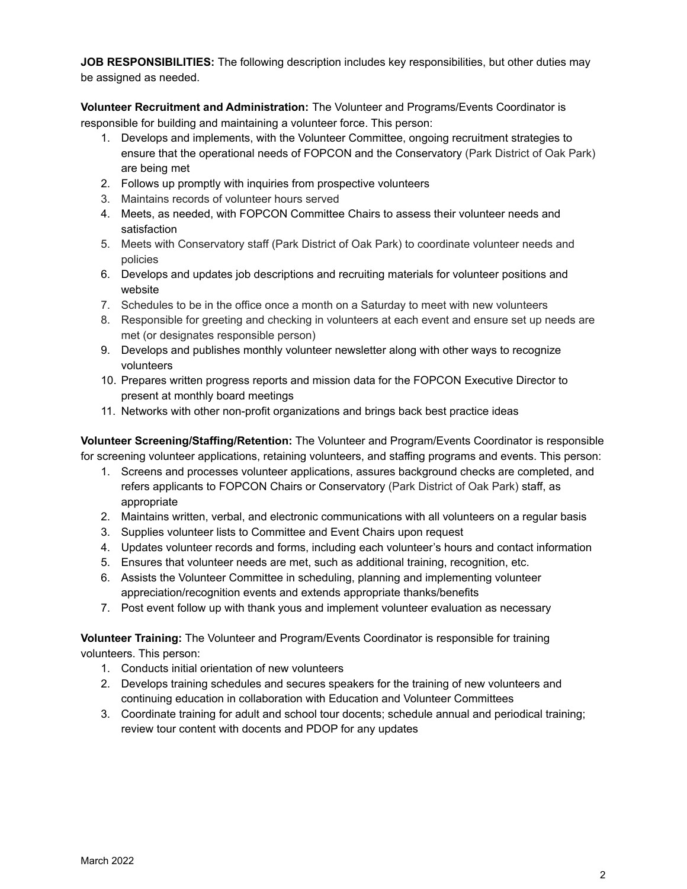**JOB RESPONSIBILITIES:** The following description includes key responsibilities, but other duties may be assigned as needed.

**Volunteer Recruitment and Administration:** The Volunteer and Programs/Events Coordinator is responsible for building and maintaining a volunteer force. This person:

1. Develops and implements, with the Volunteer Committee, ongoing recruitment strategies to ensure that the operational needs of FOPCON and the Conservatory (Park District of Oak Park) are being met
2. Follows up promptly with inquiries from prospective volunteers
3. Maintains records of volunteer hours served
4. Meets, as needed, with FOPCON Committee Chairs to assess their volunteer needs and satisfaction
5. Meets with Conservatory staff (Park District of Oak Park) to coordinate volunteer needs and policies
6. Develops and updates job descriptions and recruiting materials for volunteer positions and website
7. Schedules to be in the office once a month on a Saturday to meet with new volunteers
8. Responsible for greeting and checking in volunteers at each event and ensure set up needs are met (or designates responsible person)
9. Develops and publishes monthly volunteer newsletter along with other ways to recognize volunteers
10. Prepares written progress reports and mission data for the FOPCON Executive Director to present at monthly board meetings
11. Networks with other non-profit organizations and brings back best practice ideas

**Volunteer Screening/Staffing/Retention:** The Volunteer and Program/Events Coordinator is responsible for screening volunteer applications, retaining volunteers, and staffing programs and events. This person:

1. Screens and processes volunteer applications, assures background checks are completed, and refers applicants to FOPCON Chairs or Conservatory (Park District of Oak Park) staff, as appropriate
2. Maintains written, verbal, and electronic communications with all volunteers on a regular basis
3. Supplies volunteer lists to Committee and Event Chairs upon request
4. Updates volunteer records and forms, including each volunteer's hours and contact information
5. Ensures that volunteer needs are met, such as additional training, recognition, etc.
6. Assists the Volunteer Committee in scheduling, planning and implementing volunteer appreciation/recognition events and extends appropriate thanks/benefits
7. Post event follow up with thank yous and implement volunteer evaluation as necessary

**Volunteer Training:** The Volunteer and Program/Events Coordinator is responsible for training volunteers. This person:

1. Conducts initial orientation of new volunteers
2. Develops training schedules and secures speakers for the training of new volunteers and continuing education in collaboration with Education and Volunteer Committees
3. Coordinate training for adult and school tour docents; schedule annual and periodical training; review tour content with docents and PDOP for any updates

March 2022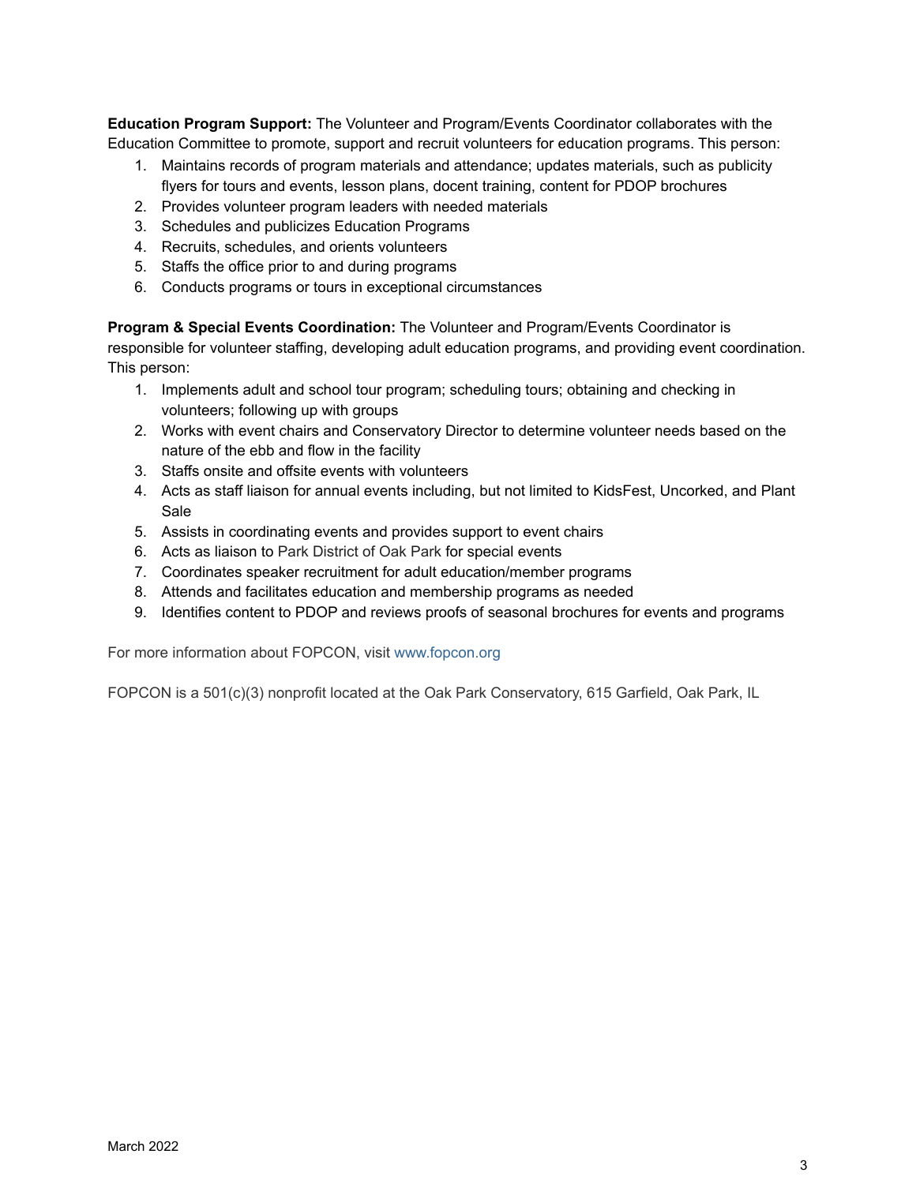**Education Program Support:** The Volunteer and Program/Events Coordinator collaborates with the Education Committee to promote, support and recruit volunteers for education programs. This person:

1. Maintains records of program materials and attendance; updates materials, such as publicity flyers for tours and events, lesson plans, docent training, content for PDOP brochures
2. Provides volunteer program leaders with needed materials
3. Schedules and publicizes Education Programs
4. Recruits, schedules, and orients volunteers
5. Staffs the office prior to and during programs
6. Conducts programs or tours in exceptional circumstances

**Program & Special Events Coordination:** The Volunteer and Program/Events Coordinator is responsible for volunteer staffing, developing adult education programs, and providing event coordination. This person:

1. Implements adult and school tour program; scheduling tours; obtaining and checking in volunteers; following up with groups
2. Works with event chairs and Conservatory Director to determine volunteer needs based on the nature of the ebb and flow in the facility
3. Staffs onsite and offsite events with volunteers
4. Acts as staff liaison for annual events including, but not limited to KidsFest, Uncorked, and Plant Sale
5. Assists in coordinating events and provides support to event chairs
6. Acts as liaison to Park District of Oak Park for special events
7. Coordinates speaker recruitment for adult education/member programs
8. Attends and facilitates education and membership programs as needed
9. Identifies content to PDOP and reviews proofs of seasonal brochures for events and programs

For more information about FOPCON, visit www.fopcon.org

FOPCON is a 501(c)(3) nonprofit located at the Oak Park Conservatory, 615 Garfield, Oak Park, IL

March 2022